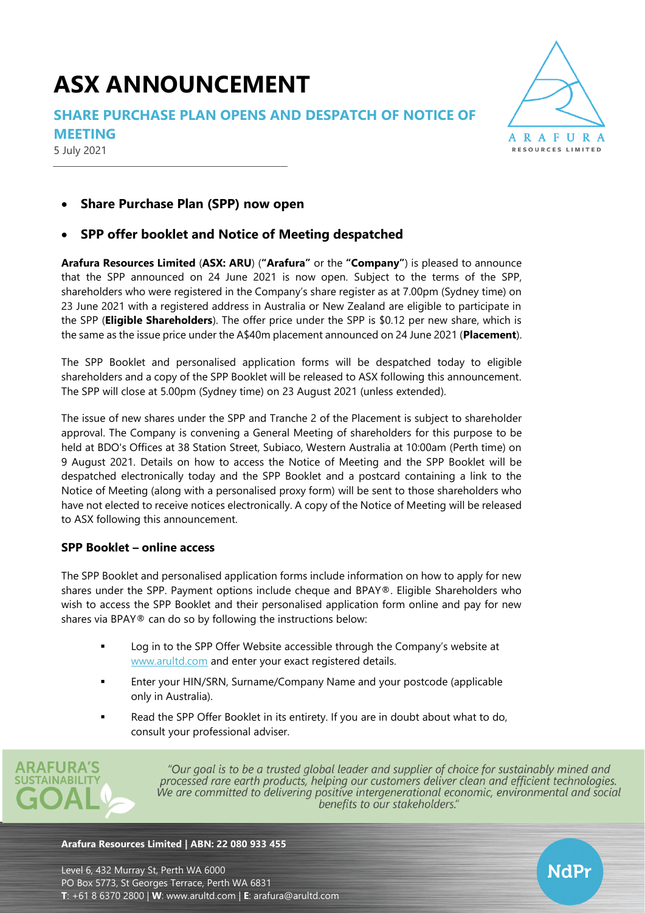# ASX ANNOUNCEMENT

## SHARE PURCHASE PLAN OPENS AND DESPATCH OF NOTICE OF MEETING

5 July 2021

- **Share Purchase Plan (SPP) now open**
- **SPP offer booklet and Notice of Meeting despatched**

**Arafura Resources Limited** (**ASX: ARU**) (**"Arafura"** or the **"Company"**) is pleased to announce that the SPP announced on 24 June 2021 is now open. Subject to the terms of the SPP, shareholders who were registered in the Company's share register as at 7.00pm (Sydney time) on 23 June 2021 with a registered address in Australia or New Zealand are eligible to participate in the SPP (**Eligible Shareholders**). The offer price under the SPP is $0.12 per new share, which is the same as the issue price under the A$40m placement announced on 24 June 2021 (**Placement**).

The SPP Booklet and personalised application forms will be despatched today to eligible shareholders and a copy of the SPP Booklet will be released to ASX following this announcement. The SPP will close at 5.00pm (Sydney time) on 23 August 2021 (unless extended).

The issue of new shares under the SPP and Tranche 2 of the Placement is subject to shareholder approval. The Company is convening a General Meeting of shareholders for this purpose to be held at BDO's Offices at 38 Station Street, Subiaco, Western Australia at 10:00am (Perth time) on 9 August 2021. Details on how to access the Notice of Meeting and the SPP Booklet will be despatched electronically today and the SPP Booklet and a postcard containing a link to the Notice of Meeting (along with a personalised proxy form) will be sent to those shareholders who have not elected to receive notices electronically. A copy of the Notice of Meeting will be released to ASX following this announcement.

### SPP Booklet – online access

The SPP Booklet and personalised application forms include information on how to apply for new shares under the SPP. Payment options include cheque and BPAY®. Eligible Shareholders who wish to access the SPP Booklet and their personalised application form online and pay for new shares via BPAY® can do so by following the instructions below:

- Log in to the SPP Offer Website accessible through the Company's website at www.arultd.com and enter your exact registered details.
- Enter your HIN/SRN, Surname/Company Name and your postcode (applicable only in Australia).
- Read the SPP Offer Booklet in its entirety. If you are in doubt about what to do, consult your professional adviser.

**ARAFURA'S SUSTAINABILITY GOAL**

*"Our goal is to be a trusted global leader and supplier of choice for sustainably mined and processed rare earth products, helping our customers deliver clean and efficient technologies. We are committed to delivering positive intergenerational economic, environmental and social benefits to our stakeholders."*

**Arafura Resources Limited | ABN: 22 080 933 455**

Level 6, 432 Murray St, Perth WA 6000
PO Box 5773, St Georges Terrace, Perth WA 6831
**T**: +61 8 6370 2800 | **W**: www.arultd.com | **E**: arafura@arultd.com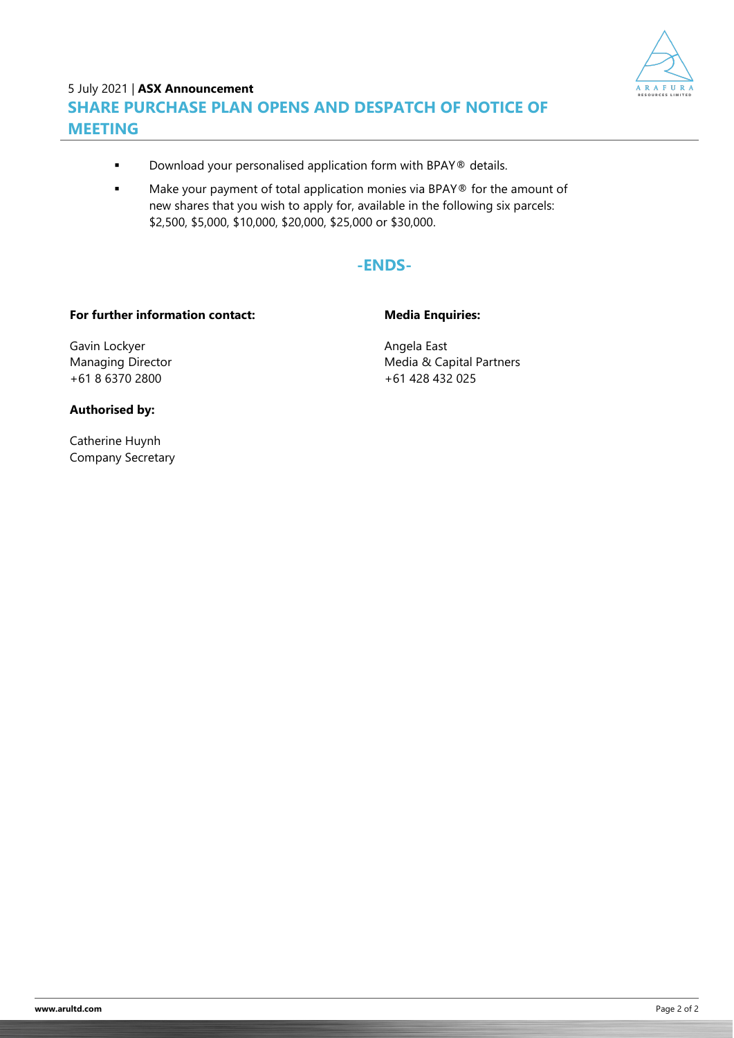- Download your personalised application form with BPAY® details.
- Make your payment of total application monies via BPAY® for the amount of new shares that you wish to apply for, available in the following six parcels: \$2,500, \$5,000, \$10,000, \$20,000, \$25,000 or \$30,000.

**-ENDS-**

**For further information contact:**

Gavin Lockyer
Managing Director
+61 8 6370 2800

**Media Enquiries:**

Angela East
Media & Capital Partners
+61 428 432 025

**Authorised by:**

Catherine Huynh
Company Secretary